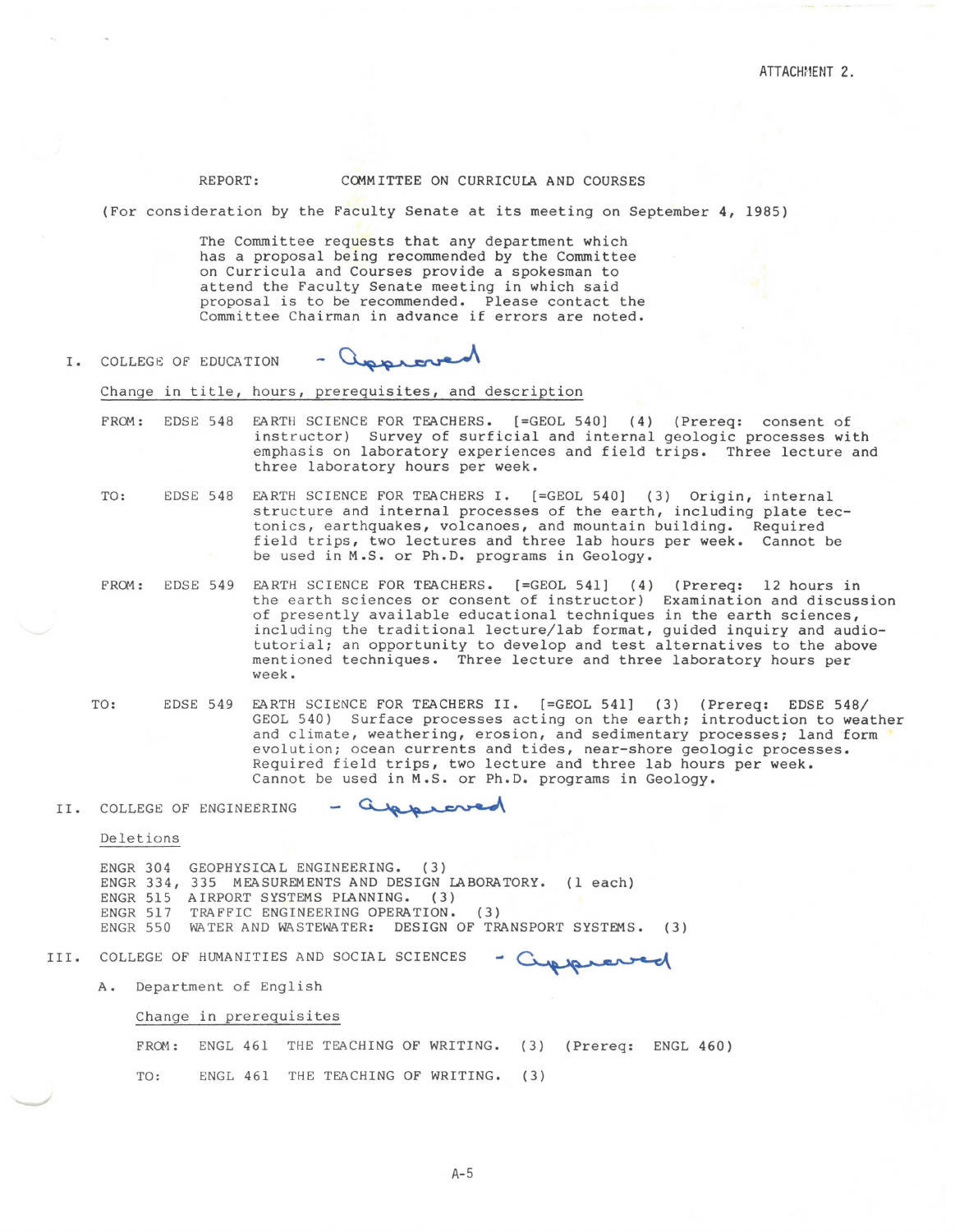ATTACHMENT 2.

REPORT: COMMITTEE ON CURRICULA AND COURSES

(For consideration by the Faculty Senate at its meeting on September 4, 1985)

The Committee requests that any department which has a proposal being recommended by the Committee on Curricula and Courses provide a spokesman to attend the Faculty Senate meeting in which said proposal is to be recommended. Please contact the Committee Chairman in advance if errors are noted.

## I. COLLEGE OF EDUCATION - Approved

Change in title, hours, prerequisites, and description

FROM: EDSE 548 EARTH SCIENCE FOR TEACHERS. [=GEOL 540] (4) (Prereq: consent of instructor) Survey of surficial and internal geologic processes with emphasis on laboratory experiences and field trips. Three lecture and three laboratory hours per week.

TO: EDSE 548 EARTH SCIENCE FOR TEACHERS I. [=GEOL 540] (3) Origin, internal structure and internal processes of the earth, including plate tectonics, earthquakes, volcanoes, and mountain building. Required field trips, two lectures and three lab hours per week. Cannot be be used in M.S. or Ph.D. programs in Geology.

FROM: EDSE 549 EARTH SCIENCE FOR TEACHERS. [=GEOL 541] (4) (Prereq: 12 hours in the earth sciences or consent of instructor) Examination and discussion of presently available educational techniques in the earth sciences, including the traditional lecture/lab format, guided inquiry and audio-tutorial; an opportunity to develop and test alternatives to the above mentioned techniques. Three lecture and three laboratory hours per week.

TO: EDSE 549 EARTH SCIENCE FOR TEACHERS II. [=GEOL 541] (3) (Prereq: EDSE 548/GEOL 540) Surface processes acting on the earth; introduction to weather and climate, weathering, erosion, and sedimentary processes; land form evolution; ocean currents and tides, near-shore geologic processes. Required field trips, two lecture and three lab hours per week. Cannot be used in M.S. or Ph.D. programs in Geology.

## II. COLLEGE OF ENGINEERING - Approved

Deletions

ENGR 304 GEOPHYSICAL ENGINEERING. (3)
ENGR 334, 335 MEASUREMENTS AND DESIGN LABORATORY. (1 each)
ENGR 515 AIRPORT SYSTEMS PLANNING. (3)
ENGR 517 TRAFFIC ENGINEERING OPERATION. (3)
ENGR 550 WATER AND WASTEWATER: DESIGN OF TRANSPORT SYSTEMS. (3)

## III. COLLEGE OF HUMANITIES AND SOCIAL SCIENCES - Approved

### A. Department of English

Change in prerequisites

FROM: ENGL 461 THE TEACHING OF WRITING. (3) (Prereq: ENGL 460)

TO: ENGL 461 THE TEACHING OF WRITING. (3)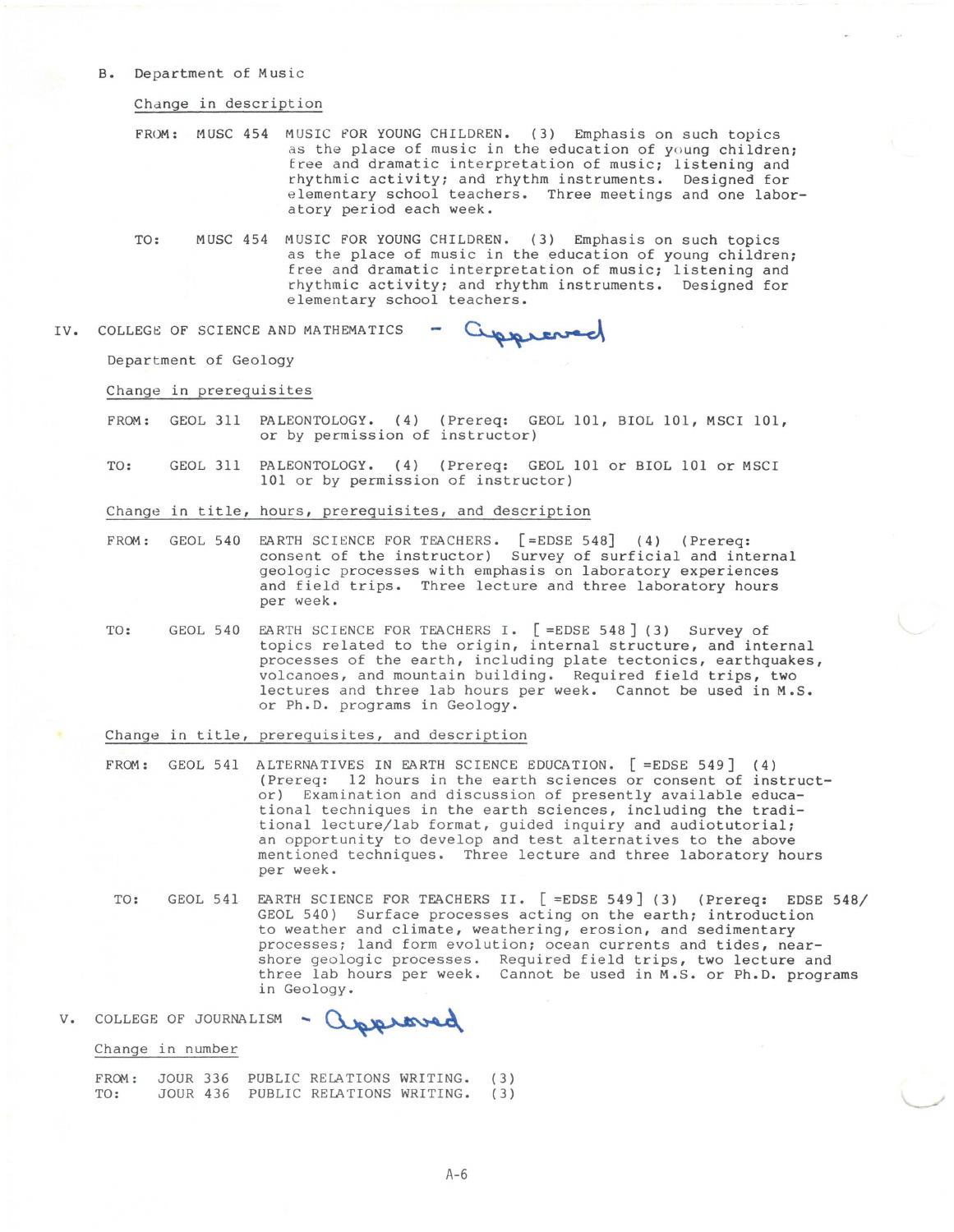B. Department of Music

Change in description

FROM: MUSC 454 MUSIC FOR YOUNG CHILDREN. (3) Emphasis on such topics as the place of music in the education of young children; free and dramatic interpretation of music; listening and rhythmic activity; and rhythm instruments. Designed for elementary school teachers. Three meetings and one laboratory period each week.

TO: MUSC 454 MUSIC FOR YOUNG CHILDREN. (3) Emphasis on such topics as the place of music in the education of young children; free and dramatic interpretation of music; listening and rhythmic activity; and rhythm instruments. Designed for elementary school teachers.

IV. COLLEGE OF SCIENCE AND MATHEMATICS - Approved

Department of Geology

Change in prerequisites

FROM: GEOL 311 PALEONTOLOGY. (4) (Prereq: GEOL 101, BIOL 101, MSCI 101, or by permission of instructor)

TO: GEOL 311 PALEONTOLOGY. (4) (Prereq: GEOL 101 or BIOL 101 or MSCI 101 or by permission of instructor)

Change in title, hours, prerequisites, and description

FROM: GEOL 540 EARTH SCIENCE FOR TEACHERS. [=EDSE 548] (4) (Prereq: consent of the instructor) Survey of surficial and internal geologic processes with emphasis on laboratory experiences and field trips. Three lecture and three laboratory hours per week.

TO: GEOL 540 EARTH SCIENCE FOR TEACHERS I. [ =EDSE 548 ] (3) Survey of topics related to the origin, internal structure, and internal processes of the earth, including plate tectonics, earthquakes, volcanoes, and mountain building. Required field trips, two lectures and three lab hours per week. Cannot be used in M.S. or Ph.D. programs in Geology.

Change in title, prerequisites, and description

FROM: GEOL 541 ALTERNATIVES IN EARTH SCIENCE EDUCATION. [ =EDSE 549 ] (4) (Prereq: 12 hours in the earth sciences or consent of instructor) Examination and discussion of presently available educational techniques in the earth sciences, including the traditional lecture/lab format, guided inquiry and audiotutorial; an opportunity to develop and test alternatives to the above mentioned techniques. Three lecture and three laboratory hours per week.

TO: GEOL 541 EARTH SCIENCE FOR TEACHERS II. [ =EDSE 549 ] (3) (Prereq: EDSE 548/ GEOL 540) Surface processes acting on the earth; introduction to weather and climate, weathering, erosion, and sedimentary processes; land form evolution; ocean currents and tides, nearshore geologic processes. Required field trips, two lecture and three lab hours per week. Cannot be used in M.S. or Ph.D. programs in Geology.

V. COLLEGE OF JOURNALISM - Approved

Change in number

FROM: JOUR 336 PUBLIC RELATIONS WRITING. (3)
TO: JOUR 436 PUBLIC RELATIONS WRITING. (3)